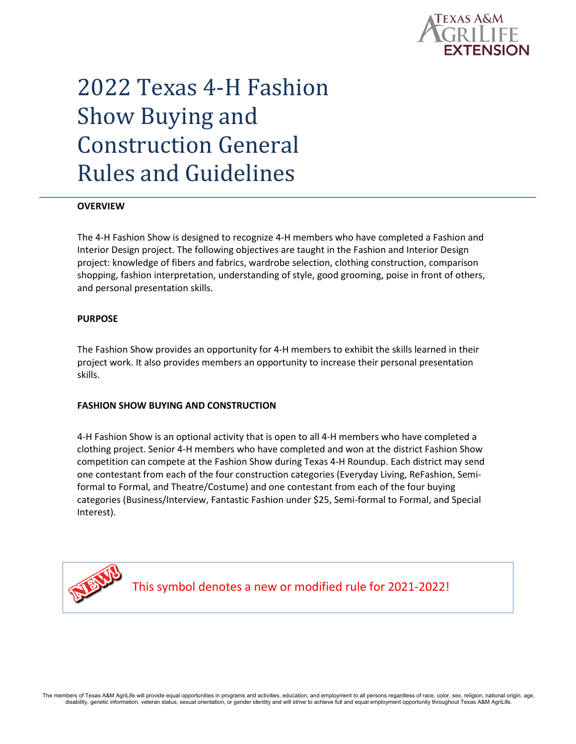# 2022 Texas 4-H Fashion Show Buying and Construction General Rules and Guidelines

**OVERVIEW**

The 4-H Fashion Show is designed to recognize 4-H members who have completed a Fashion and Interior Design project. The following objectives are taught in the Fashion and Interior Design project: knowledge of fibers and fabrics, wardrobe selection, clothing construction, comparison shopping, fashion interpretation, understanding of style, good grooming, poise in front of others, and personal presentation skills.

**PURPOSE**

The Fashion Show provides an opportunity for 4-H members to exhibit the skills learned in their project work. It also provides members an opportunity to increase their personal presentation skills.

**FASHION SHOW BUYING AND CONSTRUCTION**

4-H Fashion Show is an optional activity that is open to all 4-H members who have completed a clothing project. Senior 4-H members who have completed and won at the district Fashion Show competition can compete at the Fashion Show during Texas 4-H Roundup. Each district may send one contestant from each of the four construction categories (Everyday Living, ReFashion, Semi-formal to Formal, and Theatre/Costume) and one contestant from each of the four buying categories (Business/Interview, Fantastic Fashion under $25, Semi-formal to Formal, and Special Interest).

NEW! This symbol denotes a new or modified rule for 2021-2022!

The members of Texas A&M AgriLife will provide equal opportunities in programs and activities, education, and employment to all persons regardless of race, color, sex, religion, national origin, age, disability, genetic information, veteran status, sexual orientation, or gender identity and will strive to achieve full and equal employment opportunity throughout Texas A&M AgriLife.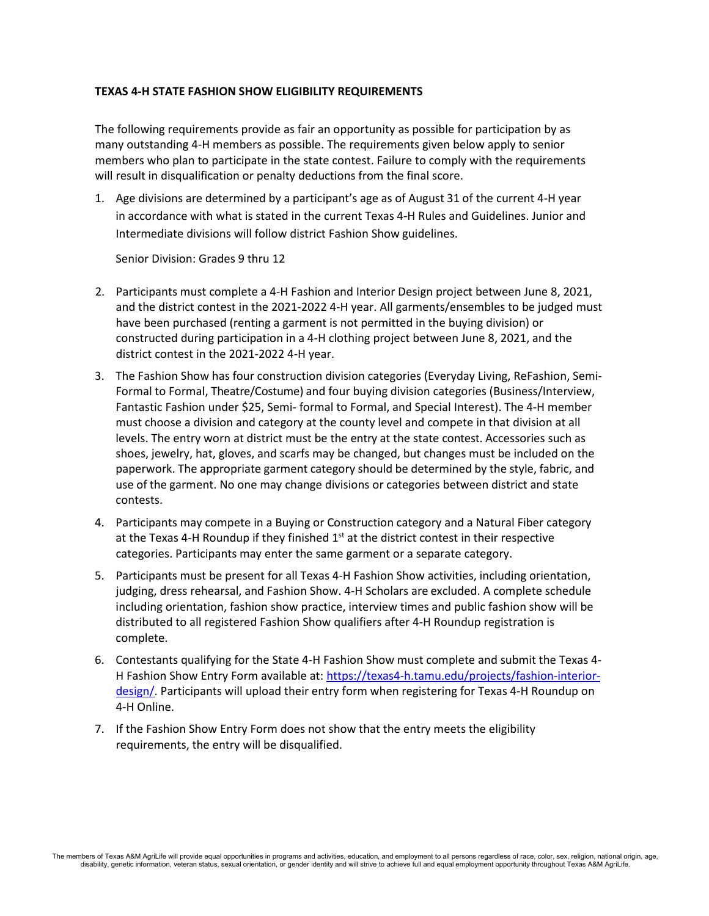**TEXAS 4-H STATE FASHION SHOW ELIGIBILITY REQUIREMENTS**

The following requirements provide as fair an opportunity as possible for participation by as many outstanding 4-H members as possible. The requirements given below apply to senior members who plan to participate in the state contest. Failure to comply with the requirements will result in disqualification or penalty deductions from the final score.

1. Age divisions are determined by a participant's age as of August 31 of the current 4-H year in accordance with what is stated in the current Texas 4-H Rules and Guidelines. Junior and Intermediate divisions will follow district Fashion Show guidelines.

   Senior Division: Grades 9 thru 12

2. Participants must complete a 4-H Fashion and Interior Design project between June 8, 2021, and the district contest in the 2021-2022 4-H year. All garments/ensembles to be judged must have been purchased (renting a garment is not permitted in the buying division) or constructed during participation in a 4-H clothing project between June 8, 2021, and the district contest in the 2021-2022 4-H year.
3. The Fashion Show has four construction division categories (Everyday Living, ReFashion, Semi-Formal to Formal, Theatre/Costume) and four buying division categories (Business/Interview, Fantastic Fashion under $25, Semi- formal to Formal, and Special Interest). The 4-H member must choose a division and category at the county level and compete in that division at all levels. The entry worn at district must be the entry at the state contest. Accessories such as shoes, jewelry, hat, gloves, and scarfs may be changed, but changes must be included on the paperwork. The appropriate garment category should be determined by the style, fabric, and use of the garment. No one may change divisions or categories between district and state contests.
4. Participants may compete in a Buying or Construction category and a Natural Fiber category at the Texas 4-H Roundup if they finished 1st at the district contest in their respective categories. Participants may enter the same garment or a separate category.
5. Participants must be present for all Texas 4-H Fashion Show activities, including orientation, judging, dress rehearsal, and Fashion Show. 4-H Scholars are excluded. A complete schedule including orientation, fashion show practice, interview times and public fashion show will be distributed to all registered Fashion Show qualifiers after 4-H Roundup registration is complete.
6. Contestants qualifying for the State 4-H Fashion Show must complete and submit the Texas 4-H Fashion Show Entry Form available at: https://texas4-h.tamu.edu/projects/fashion-interior-design/. Participants will upload their entry form when registering for Texas 4-H Roundup on 4-H Online.
7. If the Fashion Show Entry Form does not show that the entry meets the eligibility requirements, the entry will be disqualified.

The members of Texas A&M AgriLife will provide equal opportunities in programs and activities, education, and employment to all persons regardless of race, color, sex, religion, national origin, age, disability, genetic information, veteran status, sexual orientation, or gender identity and will strive to achieve full and equal employment opportunity throughout Texas A&M AgriLife.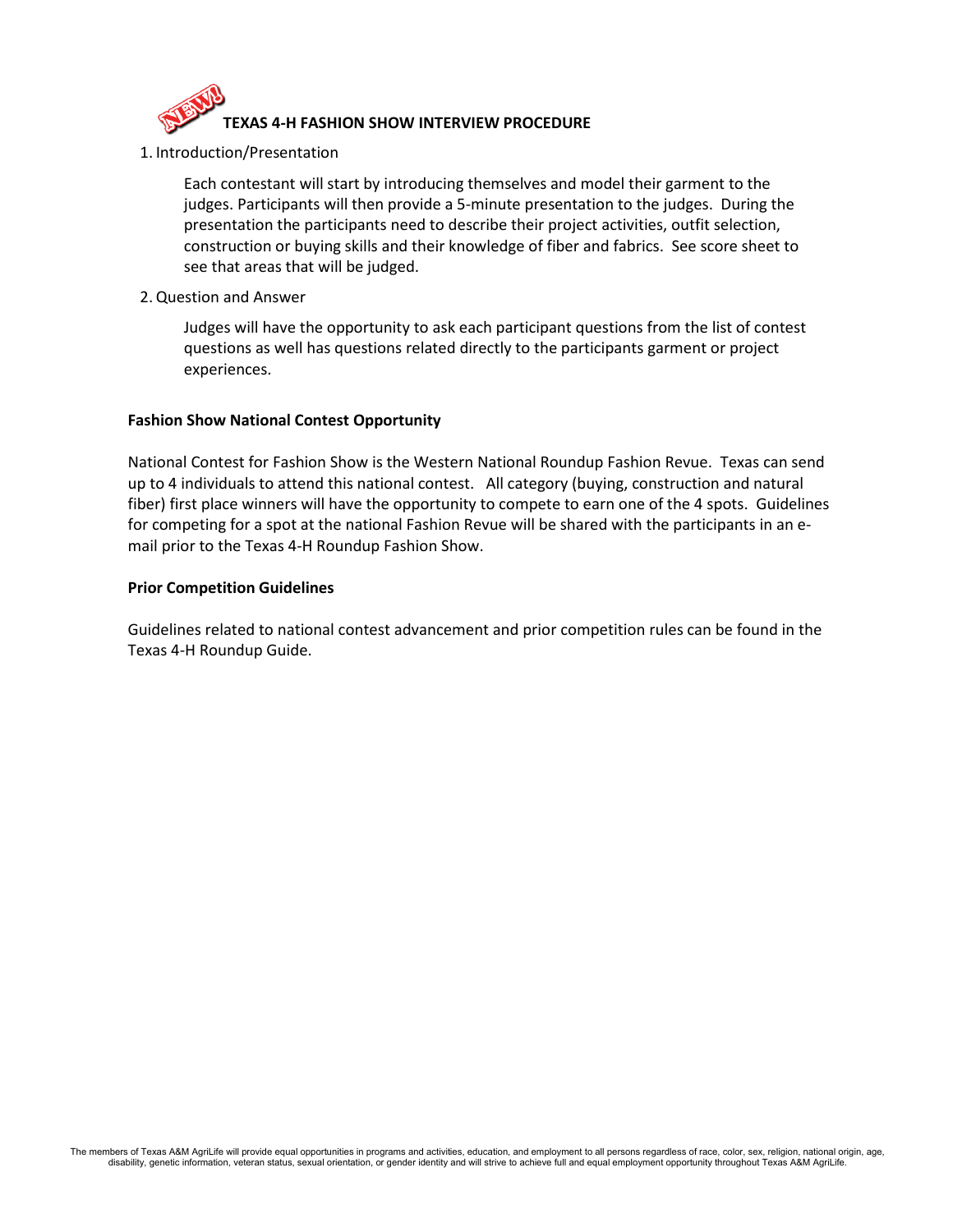# NEW! TEXAS 4-H FASHION SHOW INTERVIEW PROCEDURE

1. Introduction/Presentation

   Each contestant will start by introducing themselves and model their garment to the judges. Participants will then provide a 5-minute presentation to the judges. During the presentation the participants need to describe their project activities, outfit selection, construction or buying skills and their knowledge of fiber and fabrics. See score sheet to see that areas that will be judged.

2. Question and Answer

   Judges will have the opportunity to ask each participant questions from the list of contest questions as well has questions related directly to the participants garment or project experiences.

**Fashion Show National Contest Opportunity**

National Contest for Fashion Show is the Western National Roundup Fashion Revue. Texas can send up to 4 individuals to attend this national contest. All category (buying, construction and natural fiber) first place winners will have the opportunity to compete to earn one of the 4 spots. Guidelines for competing for a spot at the national Fashion Revue will be shared with the participants in an e-mail prior to the Texas 4-H Roundup Fashion Show.

**Prior Competition Guidelines**

Guidelines related to national contest advancement and prior competition rules can be found in the Texas 4-H Roundup Guide.

The members of Texas A&M AgriLife will provide equal opportunities in programs and activities, education, and employment to all persons regardless of race, color, sex, religion, national origin, age, disability, genetic information, veteran status, sexual orientation, or gender identity and will strive to achieve full and equal employment opportunity throughout Texas A&M AgriLife.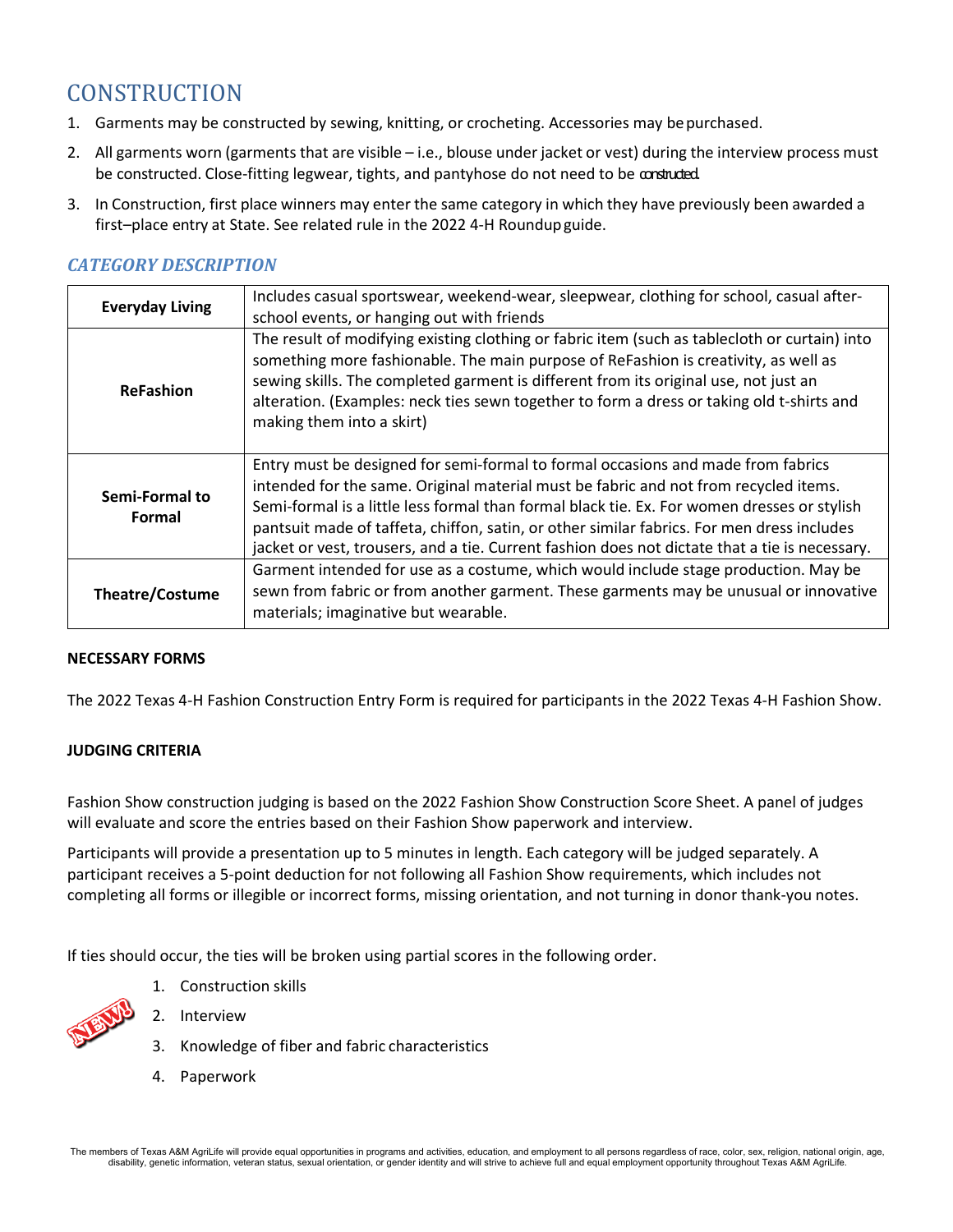# CONSTRUCTION

1. Garments may be constructed by sewing, knitting, or crocheting. Accessories may be purchased.
2. All garments worn (garments that are visible – i.e., blouse under jacket or vest) during the interview process must be constructed. Close-fitting legwear, tights, and pantyhose do not need to be constructed.
3. In Construction, first place winners may enter the same category in which they have previously been awarded a first–place entry at State. See related rule in the 2022 4-H Roundup guide.

### *CATEGORY DESCRIPTION*

| | |
|---|---|
| **Everyday Living** | Includes casual sportswear, weekend-wear, sleepwear, clothing for school, casual after-school events, or hanging out with friends |
| **ReFashion** | The result of modifying existing clothing or fabric item (such as tablecloth or curtain) into something more fashionable. The main purpose of ReFashion is creativity, as well as sewing skills. The completed garment is different from its original use, not just an alteration. (Examples: neck ties sewn together to form a dress or taking old t-shirts and making them into a skirt) |
| **Semi-Formal to Formal** | Entry must be designed for semi-formal to formal occasions and made from fabrics intended for the same. Original material must be fabric and not from recycled items. Semi-formal is a little less formal than formal black tie. Ex. For women dresses or stylish pantsuit made of taffeta, chiffon, satin, or other similar fabrics. For men dress includes jacket or vest, trousers, and a tie. Current fashion does not dictate that a tie is necessary. |
| **Theatre/Costume** | Garment intended for use as a costume, which would include stage production. May be sewn from fabric or from another garment. These garments may be unusual or innovative materials; imaginative but wearable. |

**NECESSARY FORMS**

The 2022 Texas 4-H Fashion Construction Entry Form is required for participants in the 2022 Texas 4-H Fashion Show.

**JUDGING CRITERIA**

Fashion Show construction judging is based on the 2022 Fashion Show Construction Score Sheet. A panel of judges will evaluate and score the entries based on their Fashion Show paperwork and interview.

Participants will provide a presentation up to 5 minutes in length. Each category will be judged separately. A participant receives a 5-point deduction for not following all Fashion Show requirements, which includes not completing all forms or illegible or incorrect forms, missing orientation, and not turning in donor thank-you notes.

If ties should occur, the ties will be broken using partial scores in the following order.

NEW!

1. Construction skills
2. Interview
3. Knowledge of fiber and fabric characteristics
4. Paperwork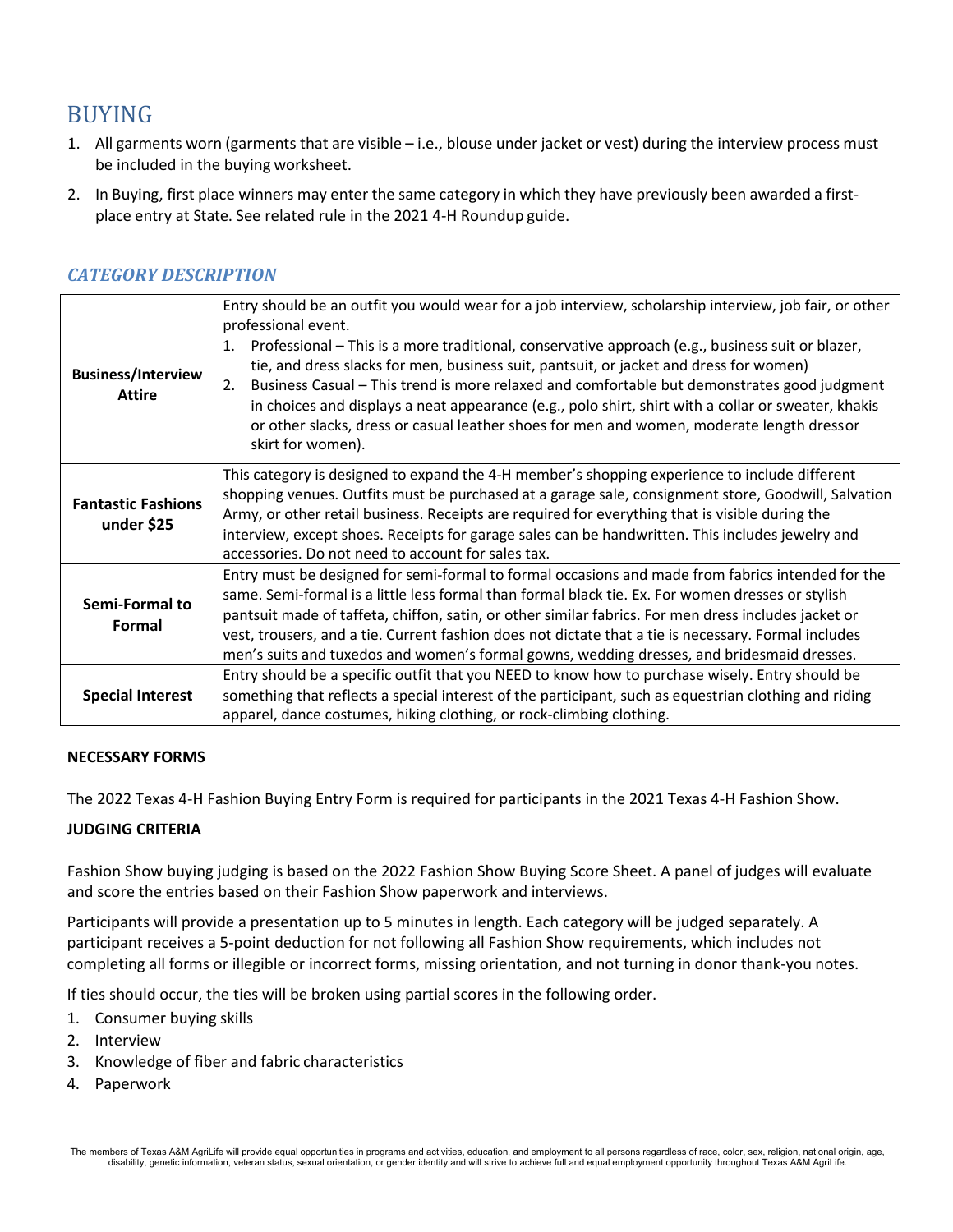# BUYING

1. All garments worn (garments that are visible – i.e., blouse under jacket or vest) during the interview process must be included in the buying worksheet.
2. In Buying, first place winners may enter the same category in which they have previously been awarded a first-place entry at State. See related rule in the 2021 4-H Roundup guide.

## *CATEGORY DESCRIPTION*

| | |
|---|---|
| **Business/Interview Attire** | Entry should be an outfit you would wear for a job interview, scholarship interview, job fair, or other professional event.<br>1. Professional – This is a more traditional, conservative approach (e.g., business suit or blazer, tie, and dress slacks for men, business suit, pantsuit, or jacket and dress for women)<br>2. Business Casual – This trend is more relaxed and comfortable but demonstrates good judgment in choices and displays a neat appearance (e.g., polo shirt, shirt with a collar or sweater, khakis or other slacks, dress or casual leather shoes for men and women, moderate length dressor skirt for women). |
| **Fantastic Fashions under $25** | This category is designed to expand the 4-H member's shopping experience to include different shopping venues. Outfits must be purchased at a garage sale, consignment store, Goodwill, Salvation Army, or other retail business. Receipts are required for everything that is visible during the interview, except shoes. Receipts for garage sales can be handwritten. This includes jewelry and accessories. Do not need to account for sales tax. |
| **Semi-Formal to Formal** | Entry must be designed for semi-formal to formal occasions and made from fabrics intended for the same. Semi-formal is a little less formal than formal black tie. Ex. For women dresses or stylish pantsuit made of taffeta, chiffon, satin, or other similar fabrics. For men dress includes jacket or vest, trousers, and a tie. Current fashion does not dictate that a tie is necessary. Formal includes men's suits and tuxedos and women's formal gowns, wedding dresses, and bridesmaid dresses. |
| **Special Interest** | Entry should be a specific outfit that you NEED to know how to purchase wisely. Entry should be something that reflects a special interest of the participant, such as equestrian clothing and riding apparel, dance costumes, hiking clothing, or rock-climbing clothing. |

**NECESSARY FORMS**

The 2022 Texas 4-H Fashion Buying Entry Form is required for participants in the 2021 Texas 4-H Fashion Show.

**JUDGING CRITERIA**

Fashion Show buying judging is based on the 2022 Fashion Show Buying Score Sheet. A panel of judges will evaluate and score the entries based on their Fashion Show paperwork and interviews.

Participants will provide a presentation up to 5 minutes in length. Each category will be judged separately. A participant receives a 5-point deduction for not following all Fashion Show requirements, which includes not completing all forms or illegible or incorrect forms, missing orientation, and not turning in donor thank-you notes.

If ties should occur, the ties will be broken using partial scores in the following order.

1. Consumer buying skills
2. Interview
3. Knowledge of fiber and fabric characteristics
4. Paperwork

The members of Texas A&M AgriLife will provide equal opportunities in programs and activities, education, and employment to all persons regardless of race, color, sex, religion, national origin, age, disability, genetic information, veteran status, sexual orientation, or gender identity and will strive to achieve full and equal employment opportunity throughout Texas A&M AgriLife.